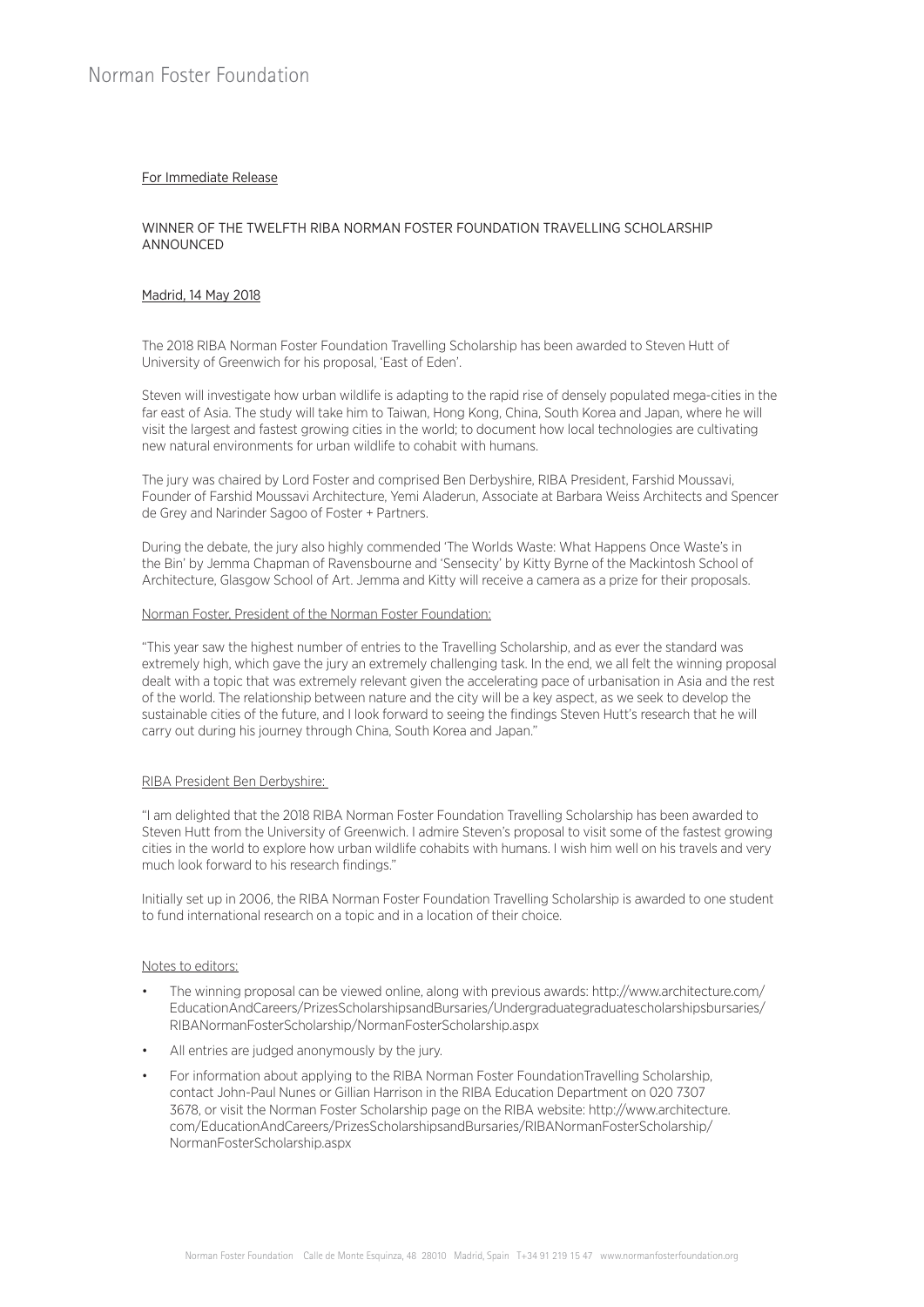# Norman Foster Foundation

For Immediate Release

## WINNER OF THE TWELFTH RIBA NORMAN FOSTER FOUNDATION TRAVELLING SCHOLARSHIP ANNOUNCED

Madrid, 14 May 2018

The 2018 RIBA Norman Foster Foundation Travelling Scholarship has been awarded to Steven Hutt of University of Greenwich for his proposal, 'East of Eden'.

Steven will investigate how urban wildlife is adapting to the rapid rise of densely populated mega-cities in the far east of Asia. The study will take him to Taiwan, Hong Kong, China, South Korea and Japan, where he will visit the largest and fastest growing cities in the world; to document how local technologies are cultivating new natural environments for urban wildlife to cohabit with humans.

The jury was chaired by Lord Foster and comprised Ben Derbyshire, RIBA President, Farshid Moussavi, Founder of Farshid Moussavi Architecture, Yemi Aladerun, Associate at Barbara Weiss Architects and Spencer de Grey and Narinder Sagoo of Foster + Partners.

During the debate, the jury also highly commended 'The Worlds Waste: What Happens Once Waste's in the Bin' by Jemma Chapman of Ravensbourne and 'Sensecity' by Kitty Byrne of the Mackintosh School of Architecture, Glasgow School of Art. Jemma and Kitty will receive a camera as a prize for their proposals.

Norman Foster, President of the Norman Foster Foundation:

"This year saw the highest number of entries to the Travelling Scholarship, and as ever the standard was extremely high, which gave the jury an extremely challenging task. In the end, we all felt the winning proposal dealt with a topic that was extremely relevant given the accelerating pace of urbanisation in Asia and the rest of the world. The relationship between nature and the city will be a key aspect, as we seek to develop the sustainable cities of the future, and I look forward to seeing the findings Steven Hutt's research that he will carry out during his journey through China, South Korea and Japan."

RIBA President Ben Derbyshire:

"I am delighted that the 2018 RIBA Norman Foster Foundation Travelling Scholarship has been awarded to Steven Hutt from the University of Greenwich. I admire Steven's proposal to visit some of the fastest growing cities in the world to explore how urban wildlife cohabits with humans. I wish him well on his travels and very much look forward to his research findings."

Initially set up in 2006, the RIBA Norman Foster Foundation Travelling Scholarship is awarded to one student to fund international research on a topic and in a location of their choice.

Notes to editors:

- The winning proposal can be viewed online, along with previous awards: http://www.architecture.com/EducationAndCareers/PrizesScholarshipsandBursaries/Undergraduategraduatescholarshipsbursaries/RIBANormanFosterScholarship/NormanFosterScholarship.aspx
- All entries are judged anonymously by the jury.
- For information about applying to the RIBA Norman Foster FoundationTravelling Scholarship, contact John-Paul Nunes or Gillian Harrison in the RIBA Education Department on 020 7307 3678, or visit the Norman Foster Scholarship page on the RIBA website: http://www.architecture.com/EducationAndCareers/PrizesScholarshipsandBursaries/RIBANormanFosterScholarship/NormanFosterScholarship.aspx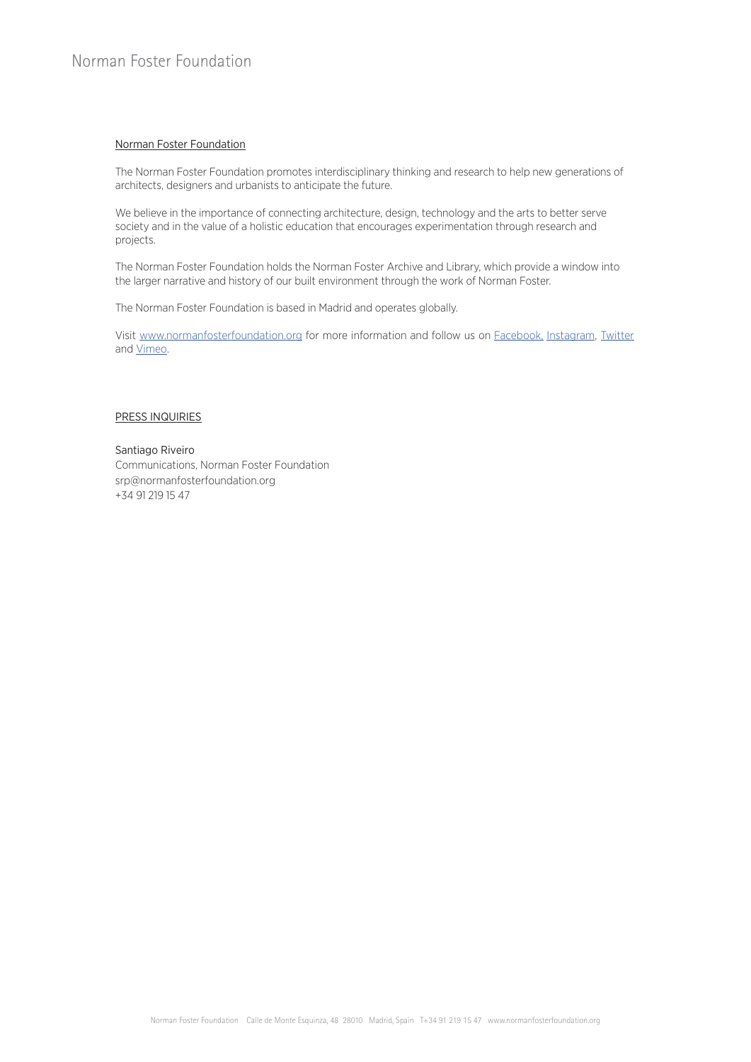## Norman Foster Foundation

The Norman Foster Foundation promotes interdisciplinary thinking and research to help new generations of architects, designers and urbanists to anticipate the future.

We believe in the importance of connecting architecture, design, technology and the arts to better serve society and in the value of a holistic education that encourages experimentation through research and projects.

The Norman Foster Foundation holds the Norman Foster Archive and Library, which provide a window into the larger narrative and history of our built environment through the work of Norman Foster.

The Norman Foster Foundation is based in Madrid and operates globally.

Visit www.normanfosterfoundation.org for more information and follow us on Facebook, Instagram, Twitter and Vimeo.

## PRESS INQUIRIES

Santiago Riveiro
Communications, Norman Foster Foundation
srp@normanfosterfoundation.org
+34 91 219 15 47